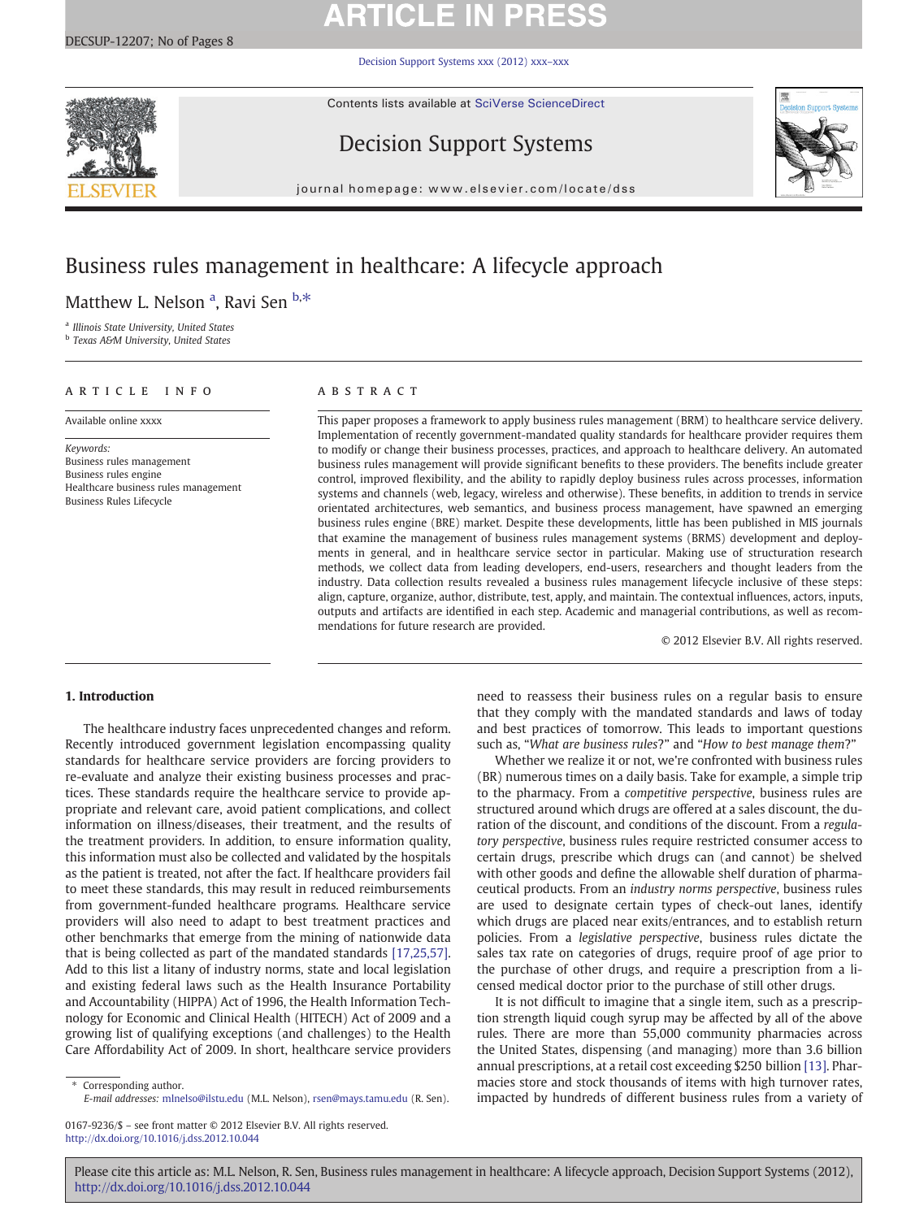# Business rules management in healthcare: A lifecycle approach

Matthew L. Nelson [a], Ravi Sen [b,*]

[a] Illinois State University, United States

[b] Texas A&M University, United States

## ARTICLE INFO

Available online xxxx

*Keywords:*
Business rules management
Business rules engine
Healthcare business rules management
Business Rules Lifecycle

## ABSTRACT

This paper proposes a framework to apply business rules management (BRM) to healthcare service delivery. Implementation of recently government-mandated quality standards for healthcare provider requires them to modify or change their business processes, practices, and approach to healthcare delivery. An automated business rules management will provide significant benefits to these providers. The benefits include greater control, improved flexibility, and the ability to rapidly deploy business rules across processes, information systems and channels (web, legacy, wireless and otherwise). These benefits, in addition to trends in service orientated architectures, web semantics, and business process management, have spawned an emerging business rules engine (BRE) market. Despite these developments, little has been published in MIS journals that examine the management of business rules management systems (BRMS) development and deployments in general, and in healthcare service sector in particular. Making use of structuration research methods, we collect data from leading developers, end-users, researchers and thought leaders from the industry. Data collection results revealed a business rules management lifecycle inclusive of these steps: align, capture, organize, author, distribute, test, apply, and maintain. The contextual influences, actors, inputs, outputs and artifacts are identified in each step. Academic and managerial contributions, as well as recommendations for future research are provided.

© 2012 Elsevier B.V. All rights reserved.

## 1. Introduction

The healthcare industry faces unprecedented changes and reform. Recently introduced government legislation encompassing quality standards for healthcare service providers are forcing providers to re-evaluate and analyze their existing business processes and practices. These standards require the healthcare service to provide appropriate and relevant care, avoid patient complications, and collect information on illness/diseases, their treatment, and the results of the treatment providers. In addition, to ensure information quality, this information must also be collected and validated by the hospitals as the patient is treated, not after the fact. If healthcare providers fail to meet these standards, this may result in reduced reimbursements from government-funded healthcare programs. Healthcare service providers will also need to adapt to best treatment practices and other benchmarks that emerge from the mining of nationwide data that is being collected as part of the mandated standards [17,25,57]. Add to this list a litany of industry norms, state and local legislation and existing federal laws such as the Health Insurance Portability and Accountability (HIPPA) Act of 1996, the Health Information Technology for Economic and Clinical Health (HITECH) Act of 2009 and a growing list of qualifying exceptions (and challenges) to the Health Care Affordability Act of 2009. In short, healthcare service providers need to reassess their business rules on a regular basis to ensure that they comply with the mandated standards and laws of today and best practices of tomorrow. This leads to important questions such as, "*What are business rules*?" and "*How to best manage them*?"

Whether we realize it or not, we're confronted with business rules (BR) numerous times on a daily basis. Take for example, a simple trip to the pharmacy. From a *competitive perspective*, business rules are structured around which drugs are offered at a sales discount, the duration of the discount, and conditions of the discount. From a *regulatory perspective*, business rules require restricted consumer access to certain drugs, prescribe which drugs can (and cannot) be shelved with other goods and define the allowable shelf duration of pharmaceutical products. From an *industry norms perspective*, business rules are used to designate certain types of check-out lanes, identify which drugs are placed near exits/entrances, and to establish return policies. From a *legislative perspective*, business rules dictate the sales tax rate on categories of drugs, require proof of age prior to the purchase of other drugs, and require a prescription from a licensed medical doctor prior to the purchase of still other drugs.

It is not difficult to imagine that a single item, such as a prescription strength liquid cough syrup may be affected by all of the above rules. There are more than 55,000 community pharmacies across the United States, dispensing (and managing) more than 3.6 billion annual prescriptions, at a retail cost exceeding $250 billion [13]. Pharmacies store and stock thousands of items with high turnover rates, impacted by hundreds of different business rules from a variety of

\* Corresponding author.
*E-mail addresses:* mlnelso@ilstu.edu (M.L. Nelson), rsen@mays.tamu.edu (R. Sen).

0167-9236/$ – see front matter © 2012 Elsevier B.V. All rights reserved.
http://dx.doi.org/10.1016/j.dss.2012.10.044

Please cite this article as: M.L. Nelson, R. Sen, Business rules management in healthcare: A lifecycle approach, Decision Support Systems (2012), http://dx.doi.org/10.1016/j.dss.2012.10.044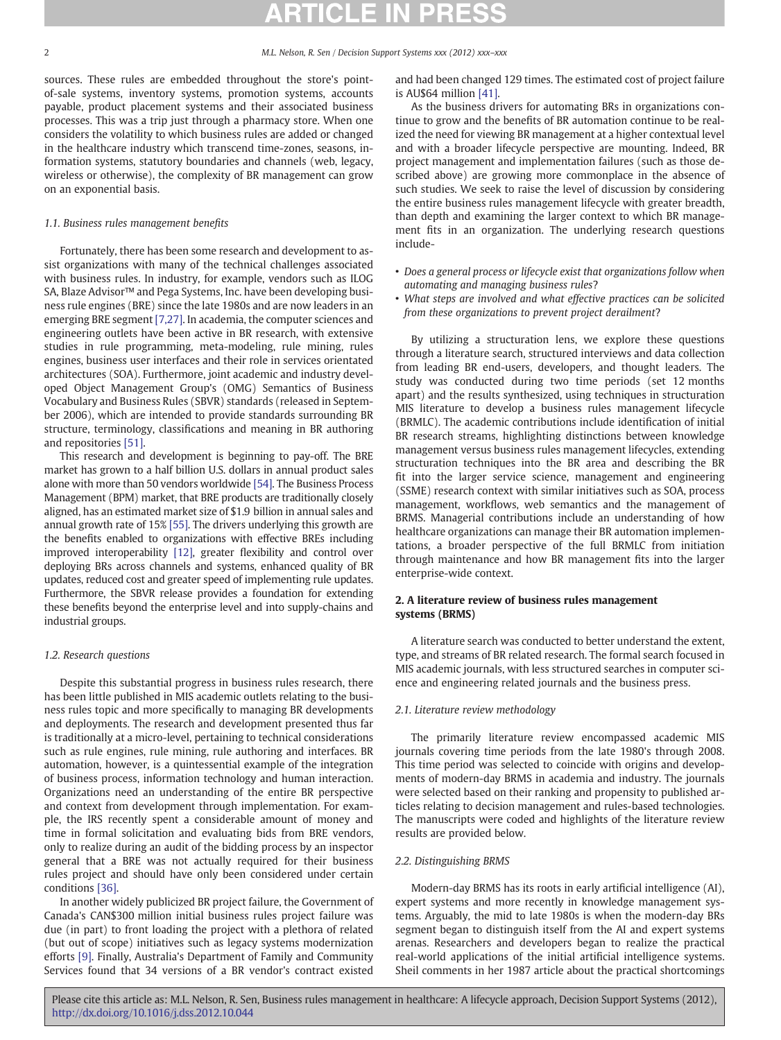sources. These rules are embedded throughout the store's point-of-sale systems, inventory systems, promotion systems, accounts payable, product placement systems and their associated business processes. This was a trip just through a pharmacy store. When one considers the volatility to which business rules are added or changed in the healthcare industry which transcend time-zones, seasons, information systems, statutory boundaries and channels (web, legacy, wireless or otherwise), the complexity of BR management can grow on an exponential basis.

### 1.1. Business rules management benefits

Fortunately, there has been some research and development to assist organizations with many of the technical challenges associated with business rules. In industry, for example, vendors such as ILOG SA, Blaze Advisor™ and Pega Systems, Inc. have been developing business rule engines (BRE) since the late 1980s and are now leaders in an emerging BRE segment [7,27]. In academia, the computer sciences and engineering outlets have been active in BR research, with extensive studies in rule programming, meta-modeling, rule mining, rules engines, business user interfaces and their role in services orientated architectures (SOA). Furthermore, joint academic and industry developed Object Management Group's (OMG) Semantics of Business Vocabulary and Business Rules (SBVR) standards (released in September 2006), which are intended to provide standards surrounding BR structure, terminology, classifications and meaning in BR authoring and repositories [51].

This research and development is beginning to pay-off. The BRE market has grown to a half billion U.S. dollars in annual product sales alone with more than 50 vendors worldwide [54]. The Business Process Management (BPM) market, that BRE products are traditionally closely aligned, has an estimated market size of $1.9 billion in annual sales and annual growth rate of 15% [55]. The drivers underlying this growth are the benefits enabled to organizations with effective BREs including improved interoperability [12], greater flexibility and control over deploying BRs across channels and systems, enhanced quality of BR updates, reduced cost and greater speed of implementing rule updates. Furthermore, the SBVR release provides a foundation for extending these benefits beyond the enterprise level and into supply-chains and industrial groups.

### 1.2. Research questions

Despite this substantial progress in business rules research, there has been little published in MIS academic outlets relating to the business rules topic and more specifically to managing BR developments and deployments. The research and development presented thus far is traditionally at a micro-level, pertaining to technical considerations such as rule engines, rule mining, rule authoring and interfaces. BR automation, however, is a quintessential example of the integration of business process, information technology and human interaction. Organizations need an understanding of the entire BR perspective and context from development through implementation. For example, the IRS recently spent a considerable amount of money and time in formal solicitation and evaluating bids from BRE vendors, only to realize during an audit of the bidding process by an inspector general that a BRE was not actually required for their business rules project and should have only been considered under certain conditions [36].

In another widely publicized BR project failure, the Government of Canada's CAN$300 million initial business rules project failure was due (in part) to front loading the project with a plethora of related (but out of scope) initiatives such as legacy systems modernization efforts [9]. Finally, Australia's Department of Family and Community Services found that 34 versions of a BR vendor's contract existed and had been changed 129 times. The estimated cost of project failure is AU$64 million [41].

As the business drivers for automating BRs in organizations continue to grow and the benefits of BR automation continue to be realized the need for viewing BR management at a higher contextual level and with a broader lifecycle perspective are mounting. Indeed, BR project management and implementation failures (such as those described above) are growing more commonplace in the absence of such studies. We seek to raise the level of discussion by considering the entire business rules management lifecycle with greater breadth, than depth and examining the larger context to which BR management fits in an organization. The underlying research questions include-

- *Does a general process or lifecycle exist that organizations follow when automating and managing business rules?*
- *What steps are involved and what effective practices can be solicited from these organizations to prevent project derailment?*

By utilizing a structuration lens, we explore these questions through a literature search, structured interviews and data collection from leading BR end-users, developers, and thought leaders. The study was conducted during two time periods (set 12 months apart) and the results synthesized, using techniques in structuration MIS literature to develop a business rules management lifecycle (BRMLC). The academic contributions include identification of initial BR research streams, highlighting distinctions between knowledge management versus business rules management lifecycles, extending structuration techniques into the BR area and describing the BR fit into the larger service science, management and engineering (SSME) research context with similar initiatives such as SOA, process management, workflows, web semantics and the management of BRMS. Managerial contributions include an understanding of how healthcare organizations can manage their BR automation implementations, a broader perspective of the full BRMLC from initiation through maintenance and how BR management fits into the larger enterprise-wide context.

## 2. A literature review of business rules management systems (BRMS)

A literature search was conducted to better understand the extent, type, and streams of BR related research. The formal search focused in MIS academic journals, with less structured searches in computer science and engineering related journals and the business press.

### 2.1. Literature review methodology

The primarily literature review encompassed academic MIS journals covering time periods from the late 1980's through 2008. This time period was selected to coincide with origins and developments of modern-day BRMS in academia and industry. The journals were selected based on their ranking and propensity to published articles relating to decision management and rules-based technologies. The manuscripts were coded and highlights of the literature review results are provided below.

### 2.2. Distinguishing BRMS

Modern-day BRMS has its roots in early artificial intelligence (AI), expert systems and more recently in knowledge management systems. Arguably, the mid to late 1980s is when the modern-day BRs segment began to distinguish itself from the AI and expert systems arenas. Researchers and developers began to realize the practical real-world applications of the initial artificial intelligence systems. Sheil comments in her 1987 article about the practical shortcomings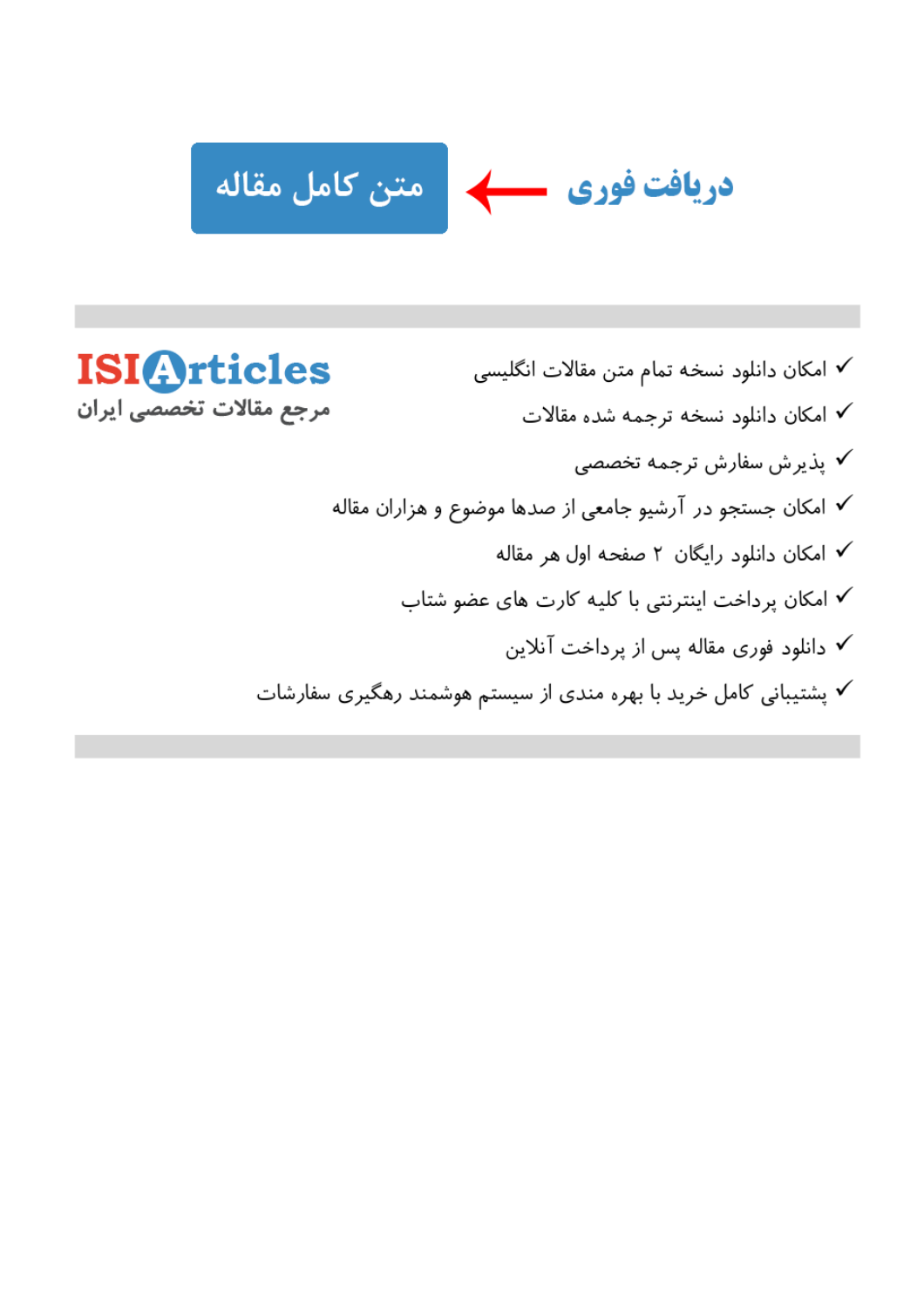دریافت فوری ← متن کامل مقاله

ISIArticles
مرجع مقالات تخصصی ایران

- ✓ امکان دانلود نسخه تمام متن مقالات انگلیسی
- ✓ امکان دانلود نسخه ترجمه شده مقالات
- ✓ پذیرش سفارش ترجمه تخصصی
- ✓ امکان جستجو در آرشیو جامعی از صدها موضوع و هزاران مقاله
- ✓ امکان دانلود رایگان ۲ صفحه اول هر مقاله
- ✓ امکان پرداخت اینترنتی با کلیه کارت های عضو شتاب
- ✓ دانلود فوری مقاله پس از پرداخت آنلاین
- ✓ پشتیبانی کامل خرید با بهره مندی از سیستم هوشمند رهگیری سفارشات